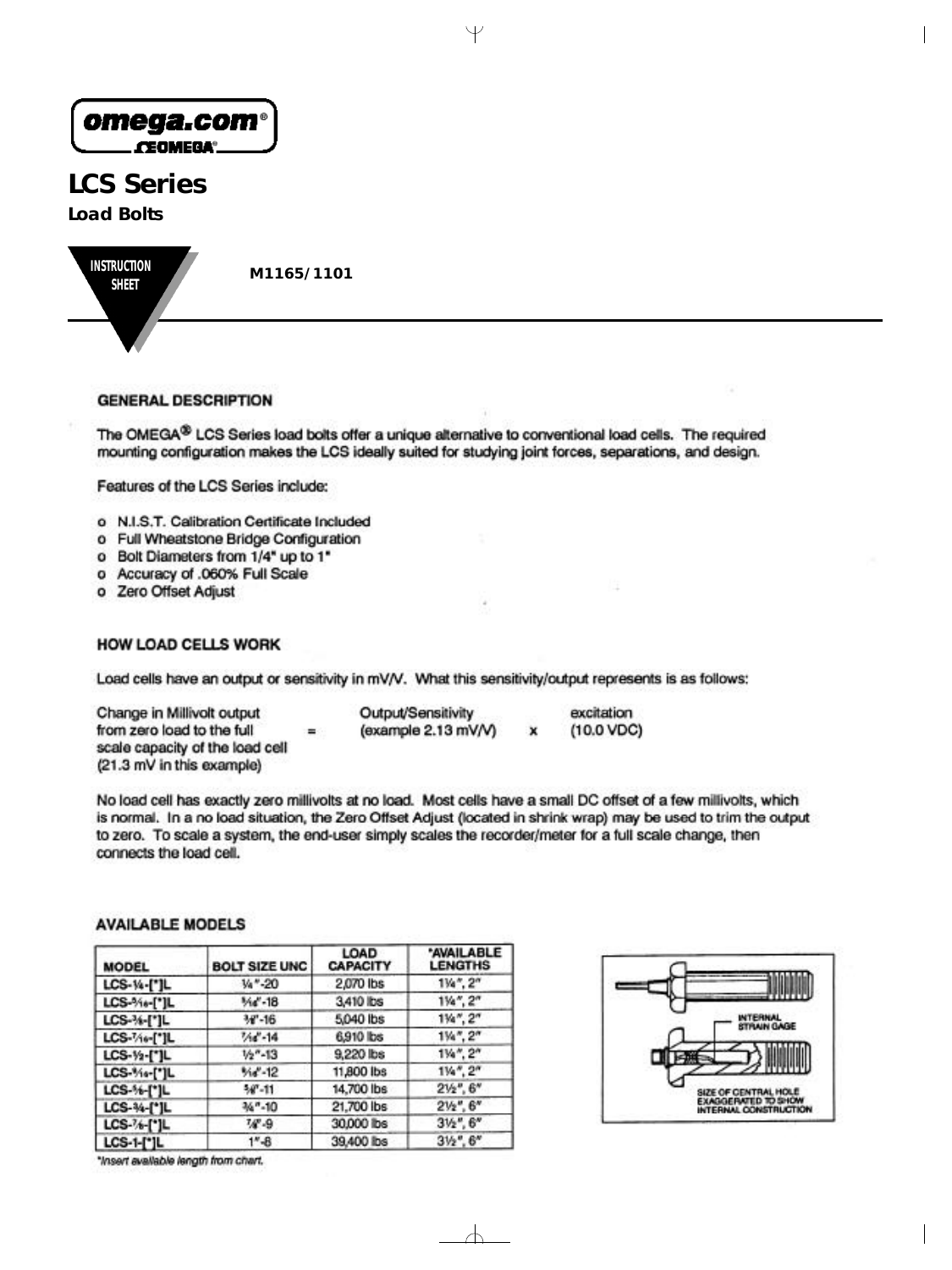**omega.com®**
**CEOMEGA®**

# LCS Series

## Load Bolts

INSTRUCTION SHEET

**M1165/1101**

### GENERAL DESCRIPTION

The OMEGA® LCS Series load bolts offer a unique alternative to conventional load cells. The required mounting configuration makes the LCS ideally suited for studying joint forces, separations, and design.

Features of the LCS Series include:

- o N.I.S.T. Calibration Certificate Included
- o Full Wheatstone Bridge Configuration
- o Bolt Diameters from 1/4" up to 1"
- o Accuracy of .060% Full Scale
- o Zero Offset Adjust

### HOW LOAD CELLS WORK

Load cells have an output or sensitivity in mV/V. What this sensitivity/output represents is as follows:

| Change in Millivolt output from zero load to the full scale capacity of the load cell (21.3 mV in this example) | = | Output/Sensitivity (example 2.13 mV/V) | x | excitation (10.0 VDC) |
|---|---|---|---|---|

No load cell has exactly zero millivolts at no load. Most cells have a small DC offset of a few millivolts, which is normal. In a no load situation, the Zero Offset Adjust (located in shrink wrap) may be used to trim the output to zero. To scale a system, the end-user simply scales the recorder/meter for a full scale change, then connects the load cell.

### AVAILABLE MODELS

| MODEL | BOLT SIZE UNC | LOAD CAPACITY | *AVAILABLE LENGTHS |
|---|---|---|---|
| LCS-¼-[*]L | ¼"-20 | 2,070 lbs | 1¼", 2" |
| LCS-5/16-[*]L | 5/16"-18 | 3,410 lbs | 1¼", 2" |
| LCS-⅜-[*]L | ⅜"-16 | 5,040 lbs | 1¼", 2" |
| LCS-7/16-[*]L | 7/16"-14 | 6,910 lbs | 1¼", 2" |
| LCS-½-[*]L | ½"-13 | 9,220 lbs | 1¼", 2" |
| LCS-9/16-[*]L | 9/16"-12 | 11,800 lbs | 1¼", 2" |
| LCS-⅝-[*]L | ⅝"-11 | 14,700 lbs | 2½", 6" |
| LCS-¾-[*]L | ¾"-10 | 21,700 lbs | 2½", 6" |
| LCS-⅞-[*]L | ⅞"-9 | 30,000 lbs | 3½", 6" |
| LCS-1-[*]L | 1"-8 | 39,400 lbs | 3½", 6" |

*Insert available length from chart.

INTERNAL STRAIN GAGE

SIZE OF CENTRAL HOLE EXAGGERATED TO SHOW INTERNAL CONSTRUCTION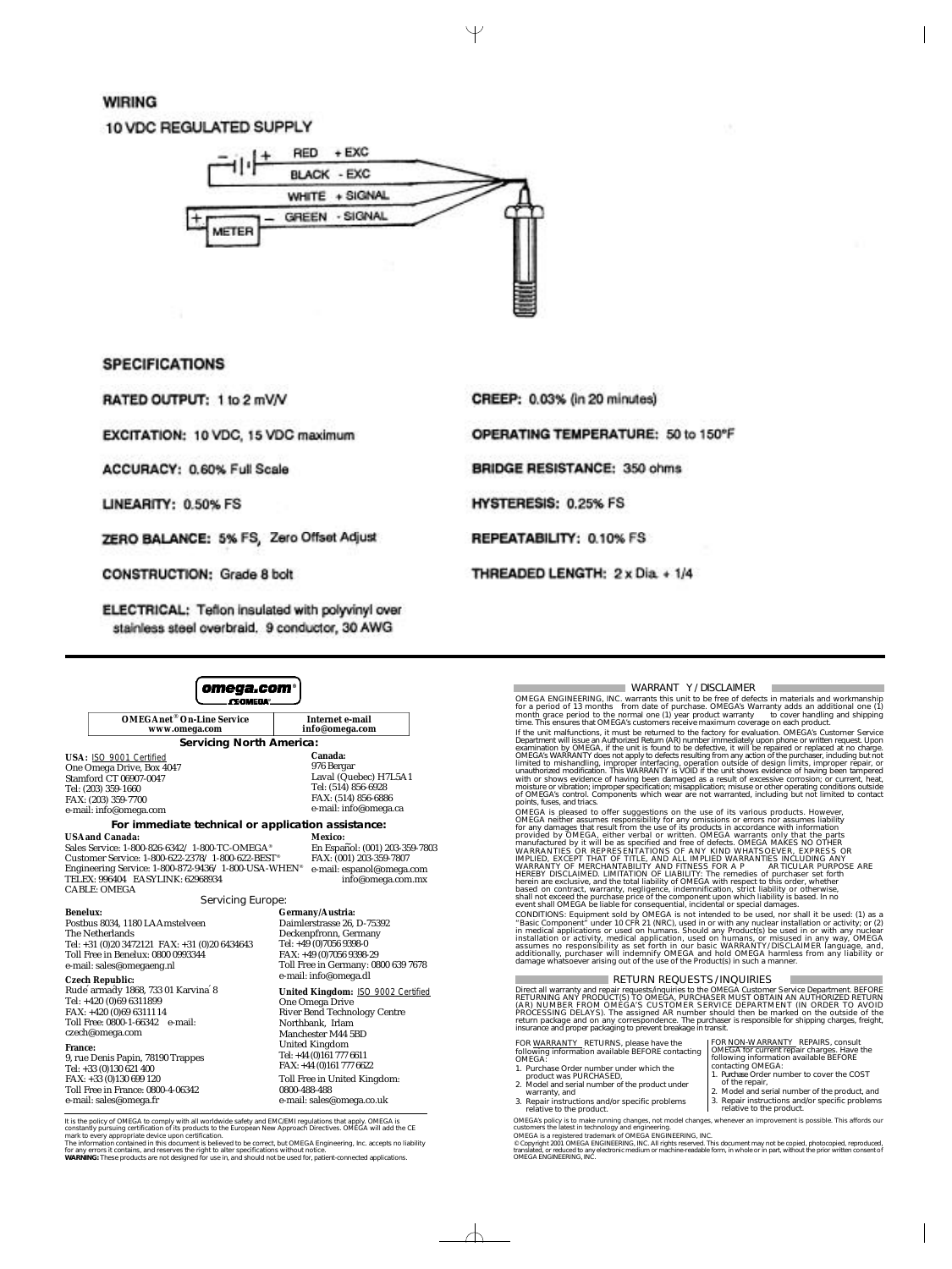## WIRING

### 10 VDC REGULATED SUPPLY

RED + EXC

BLACK - EXC

WHITE + SIGNAL

GREEN - SIGNAL

METER

## SPECIFICATIONS

**RATED OUTPUT:** 1 to 2 mV/V

**EXCITATION:** 10 VDC, 15 VDC maximum

**ACCURACY:** 0.60% Full Scale

**LINEARITY:** 0.50% FS

**ZERO BALANCE:** 5% FS, Zero Offset Adjust

**CONSTRUCTION:** Grade 8 bolt

**ELECTRICAL:** Teflon insulated with polyvinyl over stainless steel overbraid. 9 conductor, 30 AWG

**CREEP:** 0.03% (in 20 minutes)

**OPERATING TEMPERATURE:** 50 to 150°F

**BRIDGE RESISTANCE:** 350 ohms

**HYSTERESIS:** 0.25% FS

**REPEATABILITY:** 0.10% FS

**THREADED LENGTH:** 2 x Dia. + 1/4

---

**omega.com®**

| OMEGAnet® On-Line Service www.omega.com | Internet e-mail info@omega.com |
|---|---|

**Servicing North America:**

**USA:** ISO 9001 Certified
One Omega Drive, Box 4047
Stamford CT 06907-0047
Tel: (203) 359-1660
FAX: (203) 359-7700
e-mail: info@omega.com

**Canada:**
976 Bergar
Laval (Quebec) H7L5A1
Tel: (514) 856-6928
FAX: (514) 856-6886
e-mail: info@omega.ca

**For immediate technical or application assistance:**

**USA and Canada:**
Sales Service: 1-800-826-6342/ 1-800-TC-OMEGA®
Customer Service: 1-800-622-2378/ 1-800-622-BEST®
Engineering Service: 1-800-872-9436/ 1-800-USA-WHEN®
TELEX: 996404 EASYLINK: 62968934
CABLE: OMEGA

**Mexico:**
En Español: (001) 203-359-7803
FAX: (001) 203-359-7807
e-mail: espanol@omega.com
info@omega.com.mx

Servicing Europe:

**Benelux:**
Postbus 8034, 1180 LA Amstelveen
The Netherlands
Tel: +31 (0)20 3472121 FAX: +31 (0)20 6434643
Toll Free in Benelux: 0800 0993344
e-mail: sales@omegaeng.nl

**Czech Republic:**
Rudé armády 1868, 733 01 Karviná 8
Tel: +420 (0)69 6311899
FAX: +420 (0)69 6311114
Toll Free: 0800-1-66342 e-mail: czech@omega.com

**France:**
9, rue Denis Papin, 78190 Trappes
Tel: +33 (0)130 621 400
FAX: +33 (0)130 699 120
Toll Free in France: 0800-4-06342
e-mail: sales@omega.fr

**Germany/Austria:**
Daimlerstrasse 26, D-75392
Deckenpfronn, Germany
Tel: +49 (0)7056 9398-0
FAX: +49 (0)7056 9398-29
Toll Free in Germany: 0800 639 7678
e-mail: info@omega.dl

**United Kingdom:** ISO 9002 Certified
One Omega Drive
River Bend Technology Centre
Northbank, Irlam
Manchester M44 5BD
United Kingdom
Tel: +44 (0)161 777 6611
FAX: +44 (0)161 777 6622
Toll Free in United Kingdom: 0800-488-488
e-mail: sales@omega.co.uk

It is the policy of OMEGA to comply with all worldwide safety and EMC/EMI regulations that apply. OMEGA is constantly pursuing certification of its products to the European New Approach Directives. OMEGA will add the CE mark to every appropriate device upon certification.
The information contained in this document is believed to be correct, but OMEGA Engineering, Inc. accepts no liability for any errors it contains, and reserves the right to alter specifications without notice.
**WARNING:** These products are not designed for use in, and should not be used for, patient-connected applications.

### WARRANTY / DISCLAIMER

OMEGA ENGINEERING, INC. warrants this unit to be free of defects in materials and workmanship for a period of 13 months from date of purchase. OMEGA's Warranty adds an additional one (1) month grace period to the normal one (1) year product warranty to cover handling and shipping time. This ensures that OMEGA's customers receive maximum coverage on each product.

If the unit malfunctions, it must be returned to the factory for evaluation. OMEGA's Customer Service Department will issue an Authorized Return (AR) number immediately upon phone or written request. Upon examination by OMEGA, if the unit is found to be defective, it will be repaired or replaced at no charge. OMEGA's WARRANTY does not apply to defects resulting from any action of the purchaser, including but not limited to mishandling, improper interfacing, operation outside of design limits, improper repair, or unauthorized modification. This WARRANTY is VOID if the unit shows evidence of having been tampered with or shows evidence of having been damaged as a result of excessive corrosion; or current, heat, moisture or vibration; improper specification; misapplication; misuse or other operating conditions outside of OMEGA's control. Components which wear are not warranted, including but not limited to contact points, fuses, and triacs.

OMEGA is pleased to offer suggestions on the use of its various products. However, OMEGA neither assumes responsibility for any omissions or errors nor assumes liability for any damages that result from the use of its products in accordance with information provided by OMEGA, either verbal or written. OMEGA warrants only that the parts manufactured by it will be as specified and free of defects. OMEGA MAKES NO OTHER WARRANTIES OR REPRESENTATIONS OF ANY KIND WHATSOEVER, EXPRESS OR IMPLIED, EXCEPT THAT OF TITLE, AND ALL IMPLIED WARRANTIES INCLUDING ANY WARRANTY OF MERCHANTABILITY AND FITNESS FOR A PARTICULAR PURPOSE ARE HEREBY DISCLAIMED. LIMITATION OF LIABILITY: The remedies of purchaser set forth herein are exclusive, and the total liability of OMEGA with respect to this order, whether based on contract, warranty, negligence, indemnification, strict liability or otherwise, shall not exceed the purchase price of the component upon which liability is based. In no event shall OMEGA be liable for consequential, incidental or special damages.

CONDITIONS: Equipment sold by OMEGA is not intended to be used, nor shall it be used: (1) as a "Basic Component" under 10 CFR 21 (NRC), used in or with any nuclear installation or activity; or (2) in medical applications or used on humans. Should any Product(s) be used in or with any nuclear installation or activity, medical application, used on humans, or misused in any way, OMEGA assumes no responsibility as set forth in our basic WARRANTY/DISCLAIMER language, and, additionally, purchaser will indemnify OMEGA and hold OMEGA harmless from any liability or damage whatsoever arising out of the use of the Product(s) in such a manner.

### RETURN REQUESTS / INQUIRIES

Direct all warranty and repair requests/inquiries to the OMEGA Customer Service Department. BEFORE RETURNING ANY PRODUCT(S) TO OMEGA, PURCHASER MUST OBTAIN AN AUTHORIZED RETURN (AR) NUMBER FROM OMEGA'S CUSTOMER SERVICE DEPARTMENT (IN ORDER TO AVOID PROCESSING DELAYS). The assigned AR number should then be marked on the outside of the return package and on any correspondence. The purchaser is responsible for shipping charges, freight, insurance and proper packaging to prevent breakage in transit.

FOR WARRANTY RETURNS, please have the following information available BEFORE contacting OMEGA:

1. Purchase Order number under which the product was PURCHASED,
2. Model and serial number of the product under warranty, and
3. Repair instructions and/or specific problems relative to the product.

FOR NON-WARRANTY REPAIRS, consult OMEGA for current repair charges. Have the following information available BEFORE contacting OMEGA:

1. Purchase Order number to cover the COST of the repair,
2. Model and serial number of the product, and
3. Repair instructions and/or specific problems relative to the product.

OMEGA's policy is to make running changes, not model changes, whenever an improvement is possible. This affords our customers the latest in technology and engineering.

OMEGA is a registered trademark of OMEGA ENGINEERING, INC.

© Copyright 2001 OMEGA ENGINEERING, INC. All rights reserved. This document may not be copied, photocopied, reproduced, translated, or reduced to any electronic medium or machine-readable form, in whole or in part, without the prior written consent of OMEGA ENGINEERING, INC.